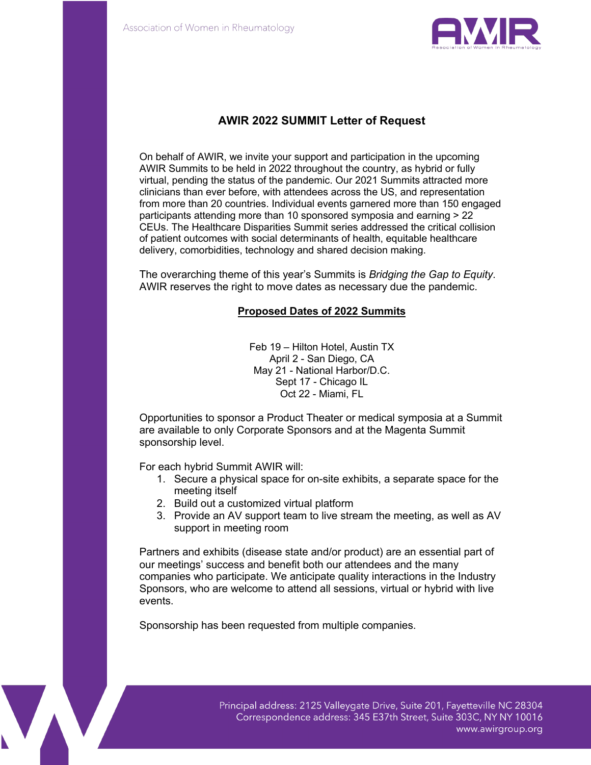# AWIR 2022 SUMMIT Letter of Request

On behalf of AWIR, we invite your support and participation in the upcoming AWIR Summits to be held in 2022 throughout the country, as hybrid or fully virtual, pending the status of the pandemic. Our 2021 Summits attracted more clinicians than ever before, with attendees across the US, and representation from more than 20 countries. Individual events garnered more than 150 engaged participants attending more than 10 sponsored symposia and earning > 22 CEUs. The Healthcare Disparities Summit series addressed the critical collision of patient outcomes with social determinants of health, equitable healthcare delivery, comorbidities, technology and shared decision making.

The overarching theme of this year's Summits is *Bridging the Gap to Equity*. AWIR reserves the right to move dates as necessary due the pandemic.

## Proposed Dates of 2022 Summits

Feb 19 – Hilton Hotel, Austin TX
April 2 - San Diego, CA
May 21 - National Harbor/D.C.
Sept 17 - Chicago IL
Oct 22 - Miami, FL

Opportunities to sponsor a Product Theater or medical symposia at a Summit are available to only Corporate Sponsors and at the Magenta Summit sponsorship level.

For each hybrid Summit AWIR will:

1. Secure a physical space for on-site exhibits, a separate space for the meeting itself
2. Build out a customized virtual platform
3. Provide an AV support team to live stream the meeting, as well as AV support in meeting room

Partners and exhibits (disease state and/or product) are an essential part of our meetings' success and benefit both our attendees and the many companies who participate. We anticipate quality interactions in the Industry Sponsors, who are welcome to attend all sessions, virtual or hybrid with live events.

Sponsorship has been requested from multiple companies.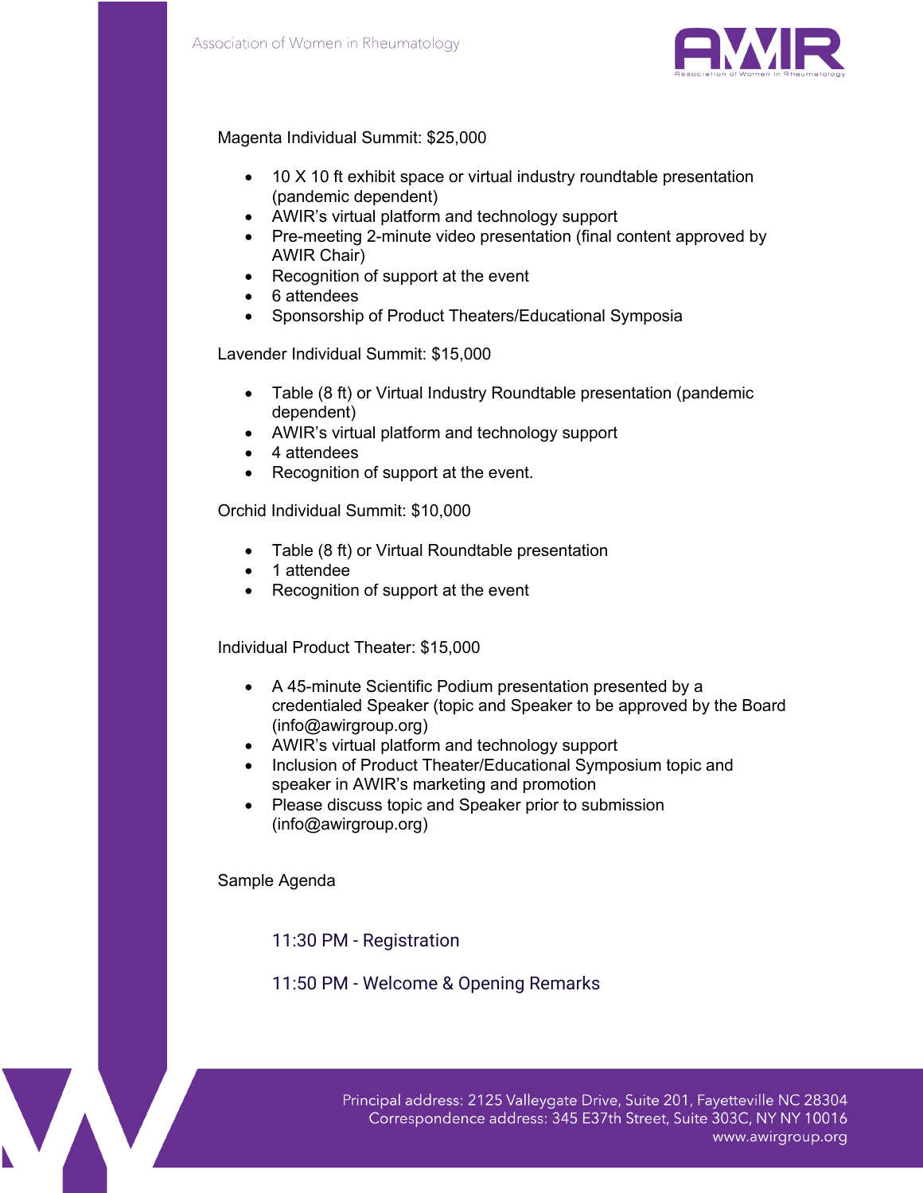Magenta Individual Summit: $25,000

- 10 X 10 ft exhibit space or virtual industry roundtable presentation (pandemic dependent)
- AWIR's virtual platform and technology support
- Pre-meeting 2-minute video presentation (final content approved by AWIR Chair)
- Recognition of support at the event
- 6 attendees
- Sponsorship of Product Theaters/Educational Symposia

Lavender Individual Summit: $15,000

- Table (8 ft) or Virtual Industry Roundtable presentation (pandemic dependent)
- AWIR's virtual platform and technology support
- 4 attendees
- Recognition of support at the event.

Orchid Individual Summit: $10,000

- Table (8 ft) or Virtual Roundtable presentation
- 1 attendee
- Recognition of support at the event

Individual Product Theater: $15,000

- A 45-minute Scientific Podium presentation presented by a credentialed Speaker (topic and Speaker to be approved by the Board (info@awirgroup.org)
- AWIR's virtual platform and technology support
- Inclusion of Product Theater/Educational Symposium topic and speaker in AWIR's marketing and promotion
- Please discuss topic and Speaker prior to submission (info@awirgroup.org)

Sample Agenda

11:30 PM - Registration

11:50 PM - Welcome & Opening Remarks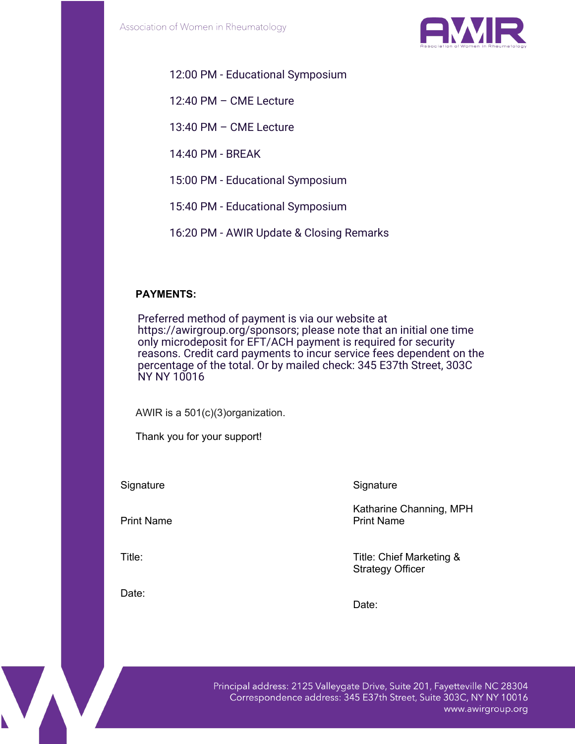12:00 PM - Educational Symposium

12:40 PM – CME Lecture

13:40 PM – CME Lecture

14:40 PM - BREAK

15:00 PM - Educational Symposium

15:40 PM - Educational Symposium

16:20 PM - AWIR Update & Closing Remarks

**PAYMENTS:**

Preferred method of payment is via our website at https://awirgroup.org/sponsors; please note that an initial one time only microdeposit for EFT/ACH payment is required for security reasons. Credit card payments to incur service fees dependent on the percentage of the total. Or by mailed check: 345 E37th Street, 303C NY NY 10016

AWIR is a 501(c)(3)organization.

Thank you for your support!

| | |
|---|---|
| Signature | Signature |
| Print Name | Katharine Channing, MPH<br>Print Name |
| Title: | Title: Chief Marketing & Strategy Officer |
| Date: | Date: |

Principal address: 2125 Valleygate Drive, Suite 201, Fayetteville NC 28304
Correspondence address: 345 E37th Street, Suite 303C, NY NY 10016
www.awirgroup.org